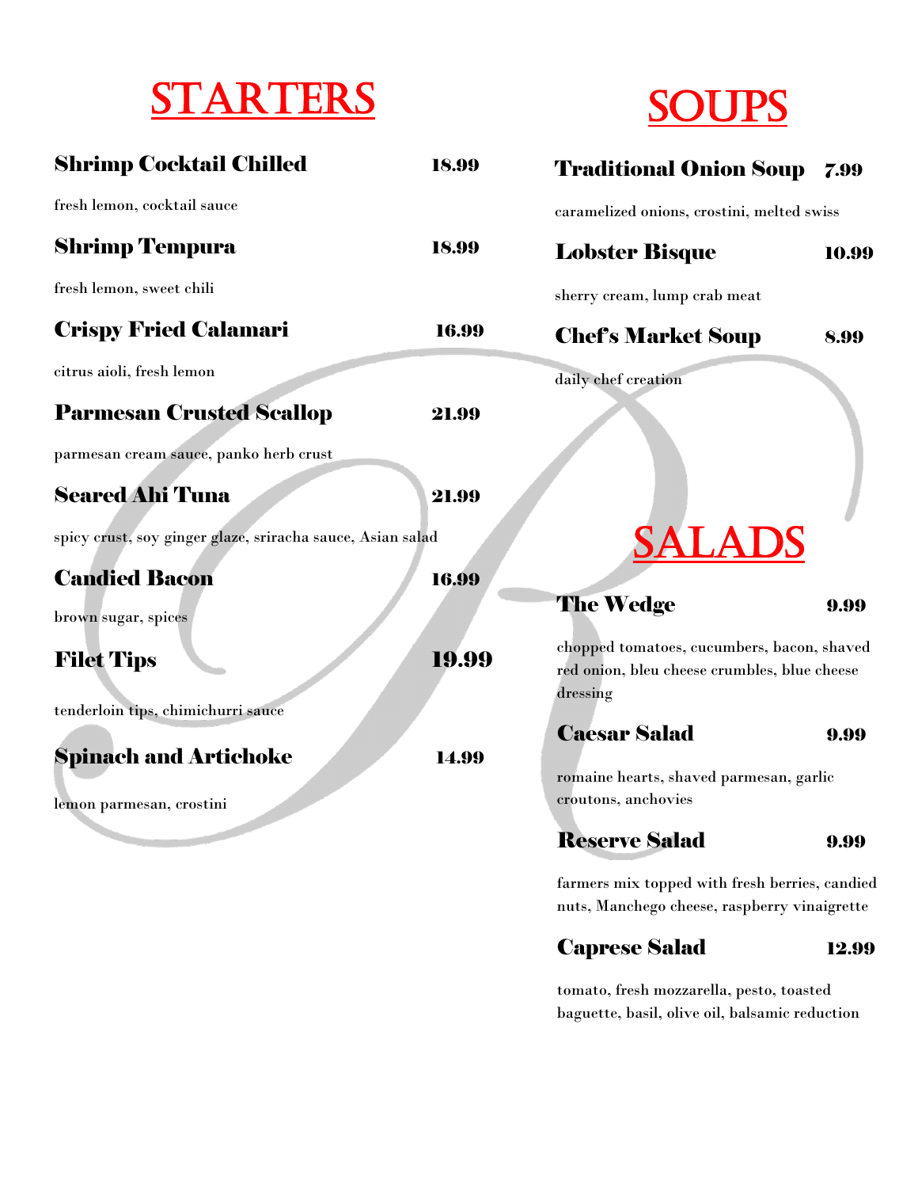# STARTERS

**Shrimp Cocktail Chilled** **18.99**

fresh lemon, cocktail sauce

**Shrimp Tempura** **18.99**

fresh lemon, sweet chili

**Crispy Fried Calamari** **16.99**

citrus aioli, fresh lemon

**Parmesan Crusted Scallop** **21.99**

parmesan cream sauce, panko herb crust

**Seared Ahi Tuna** **21.99**

spicy crust, soy ginger glaze, sriracha sauce, Asian salad

**Candied Bacon** **16.99**

brown sugar, spices

**Filet Tips** **19.99**

tenderloin tips, chimichurri sauce

**Spinach and Artichoke** **14.99**

lemon parmesan, crostini

# SOUPS

**Traditional Onion Soup** **7.99**

caramelized onions, crostini, melted swiss

**Lobster Bisque** **10.99**

sherry cream, lump crab meat

**Chef's Market Soup** **8.99**

daily chef creation

# SALADS

**The Wedge** **9.99**

chopped tomatoes, cucumbers, bacon, shaved red onion, bleu cheese crumbles, blue cheese dressing

**Caesar Salad** **9.99**

romaine hearts, shaved parmesan, garlic croutons, anchovies

**Reserve Salad** **9.99**

farmers mix topped with fresh berries, candied nuts, Manchego cheese, raspberry vinaigrette

**Caprese Salad** **12.99**

tomato, fresh mozzarella, pesto, toasted baguette, basil, olive oil, balsamic reduction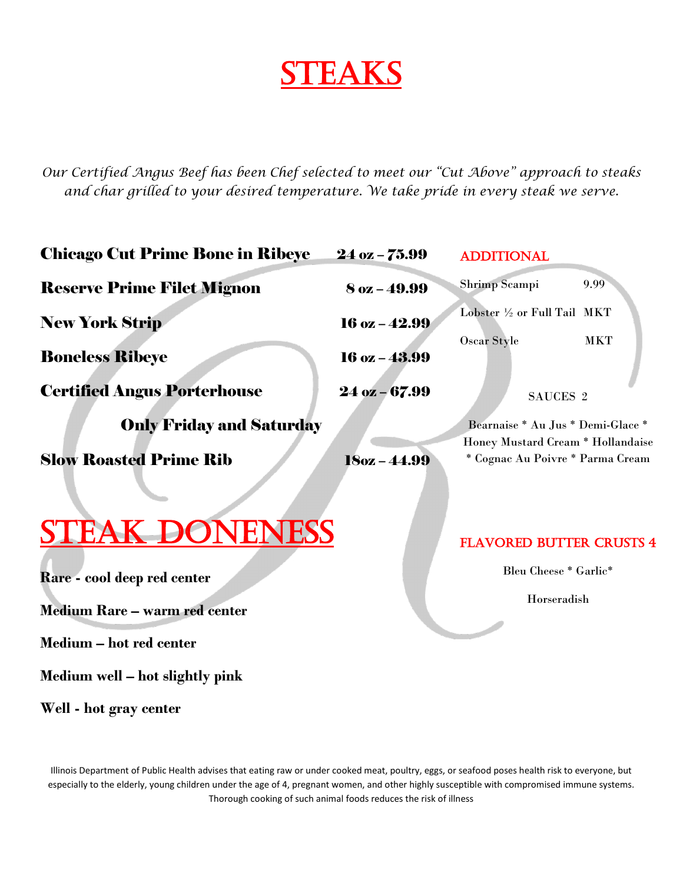# STEAKS

*Our Certified Angus Beef has been Chef selected to meet our "Cut Above" approach to steaks and char grilled to your desired temperature. We take pride in every steak we serve.*

| | |
|---|---|
| **Chicago Cut Prime Bone in Ribeye** | **24 oz – 75.99** |
| **Reserve Prime Filet Mignon** | **8 oz – 49.99** |
| **New York Strip** | **16 oz – 42.99** |
| **Boneless Ribeye** | **16 oz – 43.99** |
| **Certified Angus Porterhouse** | **24 oz – 67.99** |
| **Only Friday and Saturday** | |
| **Slow Roasted Prime Rib** | **18oz – 44.99** |

## ADDITIONAL

| | |
|---|---|
| Shrimp Scampi | 9.99 |
| Lobster ½ or Full Tail | MKT |
| Oscar Style | MKT |

SAUCES 2

Bearnaise * Au Jus * Demi-Glace * Honey Mustard Cream * Hollandaise * Cognac Au Poivre * Parma Cream

## FLAVORED BUTTER CRUSTS 4

Bleu Cheese * Garlic*

Horseradish

# STEAK DONENESS

**Rare - cool deep red center**

**Medium Rare – warm red center**

**Medium – hot red center**

**Medium well – hot slightly pink**

**Well - hot gray center**

Illinois Department of Public Health advises that eating raw or under cooked meat, poultry, eggs, or seafood poses health risk to everyone, but especially to the elderly, young children under the age of 4, pregnant women, and other highly susceptible with compromised immune systems. Thorough cooking of such animal foods reduces the risk of illness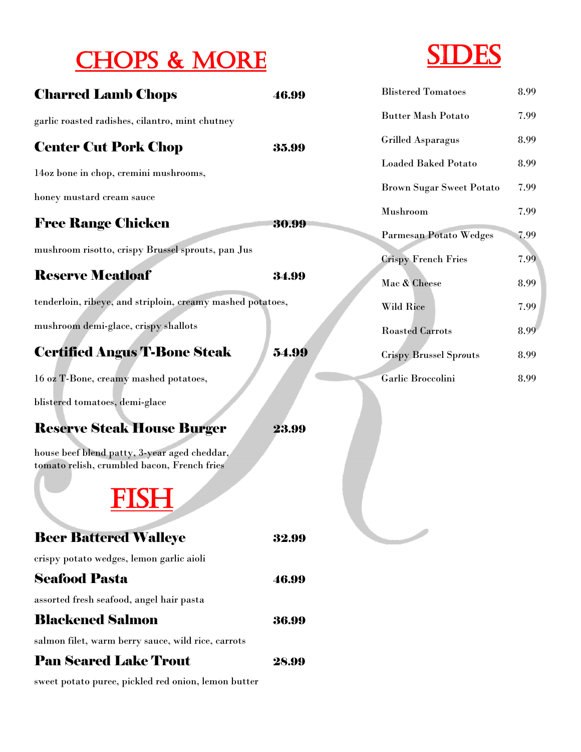# CHOPS & MORE

**Charred Lamb Chops** **46.99**

garlic roasted radishes, cilantro, mint chutney

**Center Cut Pork Chop** **35.99**

14oz bone in chop, cremini mushrooms,

honey mustard cream sauce

**Free Range Chicken** **30.99**

mushroom risotto, crispy Brussel sprouts, pan Jus

**Reserve Meatloaf** **34.99**

tenderloin, ribeye, and striploin, creamy mashed potatoes,

mushroom demi-glace, crispy shallots

**Certified Angus T-Bone Steak** **54.99**

16 oz T-Bone, creamy mashed potatoes,

blistered tomatoes, demi-glace

**Reserve Steak House Burger** **23.99**

house beef blend patty, 3-year aged cheddar,
tomato relish, crumbled bacon, French fries

# FISH

**Beer Battered Walleye** **32.99**

crispy potato wedges, lemon garlic aioli

**Seafood Pasta** **46.99**

assorted fresh seafood, angel hair pasta

**Blackened Salmon** **36.99**

salmon filet, warm berry sauce, wild rice, carrots

**Pan Seared Lake Trout** **28.99**

sweet potato puree, pickled red onion, lemon butter

# SIDES

| Item | Price |
|---|---|
| Blistered Tomatoes | 8.99 |
| Butter Mash Potato | 7.99 |
| Grilled Asparagus | 8.99 |
| Loaded Baked Potato | 8.99 |
| Brown Sugar Sweet Potato | 7.99 |
| Mushroom | 7.99 |
| Parmesan Potato Wedges | 7.99 |
| Crispy French Fries | 7.99 |
| Mac & Cheese | 8.99 |
| Wild Rice | 7.99 |
| Roasted Carrots | 8.99 |
| Crispy Brussel Sprouts | 8.99 |
| Garlic Broccolini | 8.99 |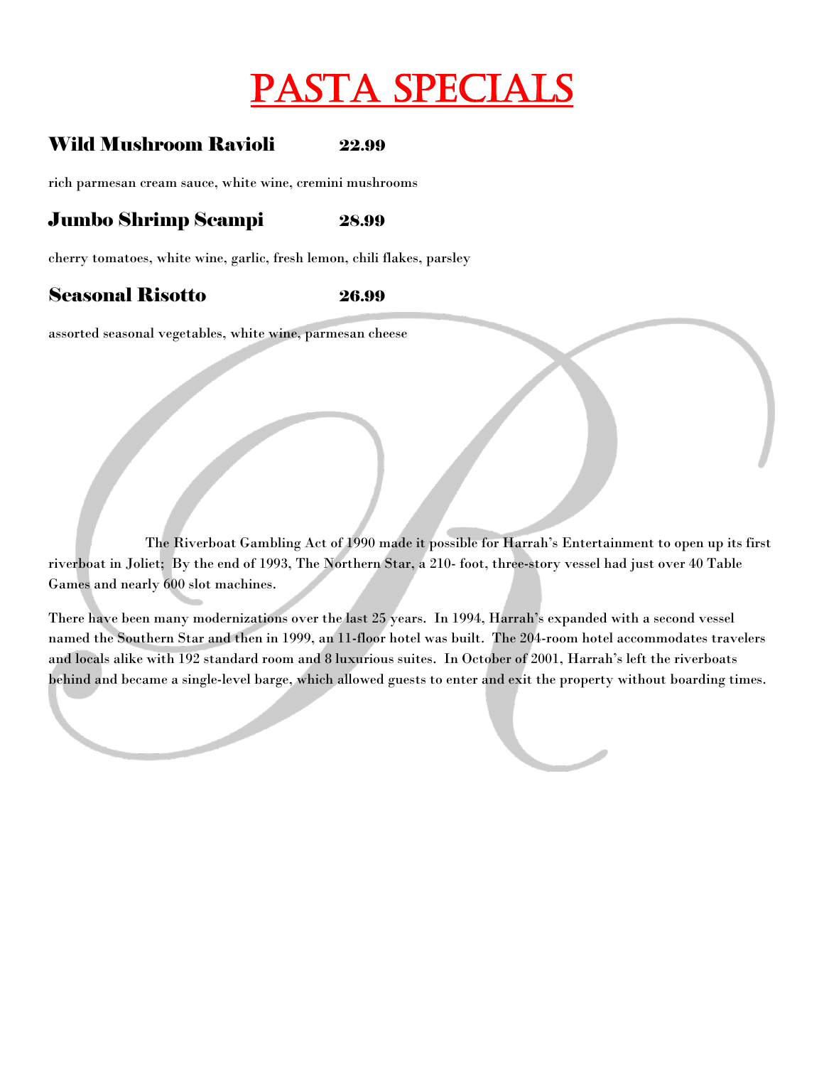# PASTA SPECIALS

### Wild Mushroom Ravioli 22.99

rich parmesan cream sauce, white wine, cremini mushrooms

### Jumbo Shrimp Scampi 28.99

cherry tomatoes, white wine, garlic, fresh lemon, chili flakes, parsley

### Seasonal Risotto 26.99

assorted seasonal vegetables, white wine, parmesan cheese

The Riverboat Gambling Act of 1990 made it possible for Harrah's Entertainment to open up its first riverboat in Joliet; By the end of 1993, The Northern Star, a 210- foot, three-story vessel had just over 40 Table Games and nearly 600 slot machines.

There have been many modernizations over the last 25 years. In 1994, Harrah's expanded with a second vessel named the Southern Star and then in 1999, an 11-floor hotel was built. The 204-room hotel accommodates travelers and locals alike with 192 standard room and 8 luxurious suites. In October of 2001, Harrah's left the riverboats behind and became a single-level barge, which allowed guests to enter and exit the property without boarding times.